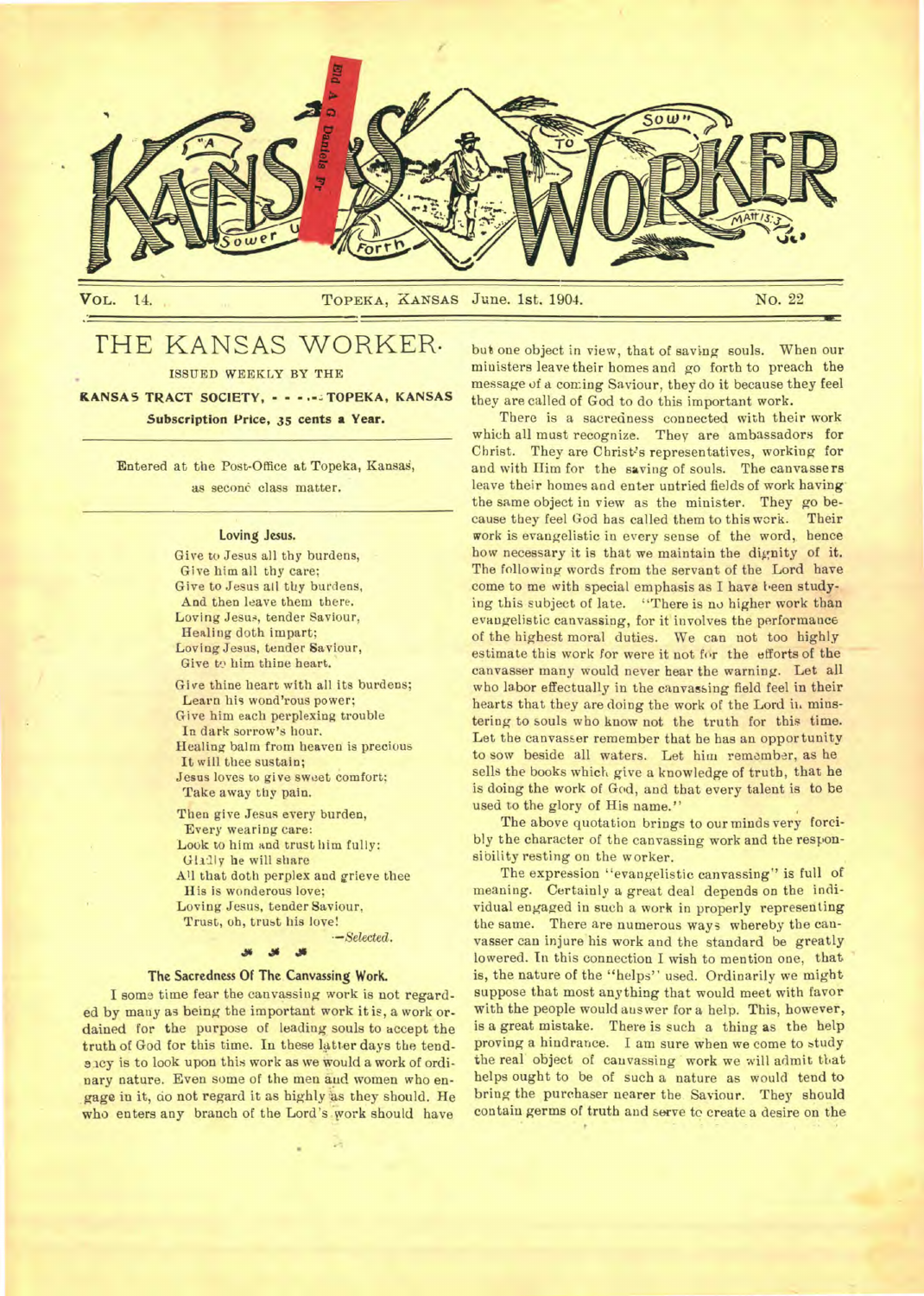# KANSAS WORKER

"A Sower Went Forth To Sow" Matt 13:3.

VOL. 14. TOPEKA, KANSAS June. 1st. 1904. NO. 22

## THE KANSAS WORKER.

ISSUED WEEKLY BY THE

**KANSAS TRACT SOCIETY, - - - - TOPEKA, KANSAS**

**Subscription Price, 35 cents a Year.**

Entered at the Post-Office at Topeka, Kansas, as second class matter.

### Loving Jesus.

Give to Jesus all thy burdens,
Give him all thy care;
Give to Jesus all thy burdens,
And then leave them there.
Loving Jesus, tender Saviour,
Healing doth impart;
Loving Jesus, tender Saviour,
Give to him thine heart.

Give thine heart with all its burdens;
Learn his wond'rous power;
Give him each perplexing trouble
In dark sorrow's hour.
Healing balm from heaven is precious
It will thee sustain;
Jesus loves to give sweet comfort;
Take away thy pain.

Then give Jesus every burden,
Every wearing care:
Look to him and trust him fully:
Gladly he will share
All that doth perplex and grieve thee
His is wonderous love;
Loving Jesus, tender Saviour,
Trust, oh, trust his love!

—*Selected.*

### The Sacredness Of The Canvassing Work.

I some time fear the canvassing work is not regarded by many as being the important work it is, a work ordained for the purpose of leading souls to accept the truth of God for this time. In these latter days the tendency is to look upon this work as we would a work of ordinary nature. Even some of the men and women who engage in it, do not regard it as highly as they should. He who enters any branch of the Lord's work should have but one object in view, that of saving souls. When our ministers leave their homes and go forth to preach the message of a coming Saviour, they do it because they feel they are called of God to do this important work.

There is a sacredness connected with their work which all must recognize. They are ambassadors for Christ. They are Christ's representatives, working for and with Him for the saving of souls. The canvassers leave their homes and enter untried fields of work having the same object in view as the minister. They go because they feel God has called them to this work. Their work is evangelistic in every sense of the word, hence how necessary it is that we maintain the dignity of it. The following words from the servant of the Lord have come to me with special emphasis as I have been studying this subject of late. "There is no higher work than evangelistic canvassing, for it involves the performance of the highest moral duties. We can not too highly estimate this work for were it not for the efforts of the canvasser many would never hear the warning. Let all who labor effectually in the canvassing field feel in their hearts that they are doing the work of the Lord in minstering to souls who know not the truth for this time. Let the canvasser remember that he has an opportunity to sow beside all waters. Let him remember, as he sells the books which give a knowledge of truth, that he is doing the work of God, and that every talent is to be used to the glory of His name."

The above quotation brings to our minds very forcibly the character of the canvassing work and the responsibility resting on the worker.

The expression "evangelistic canvassing" is full of meaning. Certainly a great deal depends on the individual engaged in such a work in properly representing the same. There are numerous ways whereby the canvasser can injure his work and the standard be greatly lowered. In this connection I wish to mention one, that is, the nature of the "helps" used. Ordinarily we might suppose that most anything that would meet with favor with the people would answer for a help. This, however, is a great mistake. There is such a thing as the help proving a hindrance. I am sure when we come to study the real object of canvassing work we will admit that helps ought to be of such a nature as would tend to bring the purchaser nearer the Saviour. They should contain germs of truth and serve to create a desire on the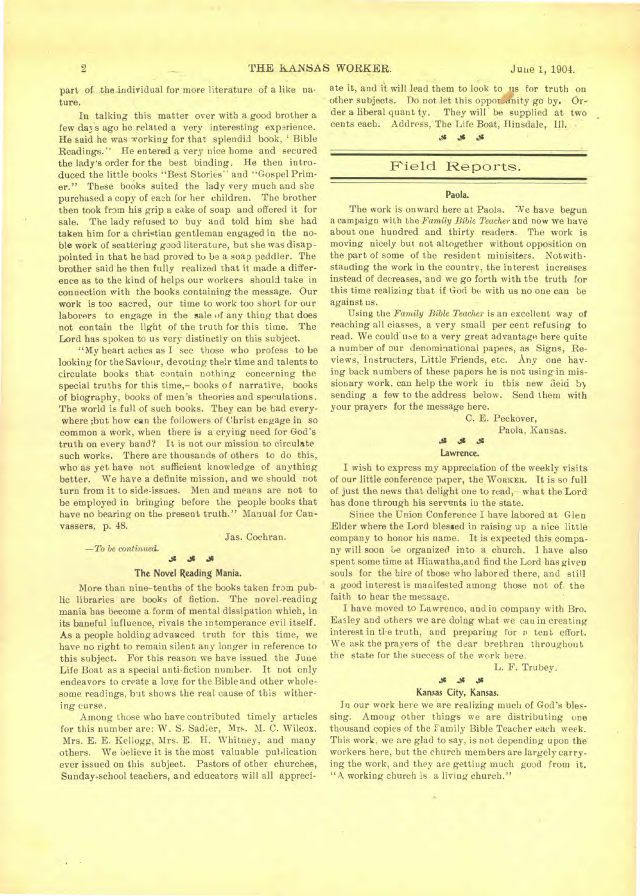part of the individual for more literature of a like nature.

In talking this matter over with a good brother a few days ago he related a very interesting experience. He said he was working for that splendid book, "Bible Readings." He entered a very nice home and secured the lady's order for the best binding. He then introduced the little books "Best Stories" and "Gospel Primer." These books suited the lady very much and she purchased a copy of each for her children. The brother then took from his grip a cake of soap and offered it for sale. The lady refused to buy and told him she had taken him for a christian gentleman engaged in the noble work of scattering good literature, but she was disappointed in that he had proved to be a soap peddler. The brother said he then fully realized that it made a difference as to the kind of helps our workers should take in connection with the books containing the message. Our work is too sacred, our time to work too short for our laborers to engage in the sale of any thing that does not contain the light of the truth for this time. The Lord has spoken to us very distinctly on this subject.

"My heart aches as I see those who profess to be looking for the Saviour, devoting their time and talents to circulate books that contain nothing concerning the special truths for this time,– books of narrative, books of biography, books of men's theories and speculations. The world is full of such books. They can be had everywhere; but how can the followers of Christ engage in so common a work, when there is a crying need for God's truth on every hand? It is not our mission to circulate such works. There are thousands of others to do this, who as yet have not sufficient knowledge of anything better. We have a definite mission, and we should not turn from it to side-issues. Men and means are not to be employed in bringing before the people books that have no bearing on the present truth." Manual for Canvassers, p. 48.

Jas. Cochran.

*—To be continued.*

### The Novel Reading Mania.

More than nine-tenths of the books taken from public libraries are books of fiction. The novel-reading mania has become a form of mental dissipation which, in its baneful influence, rivals the intemperance evil itself. As a people holding advanced truth for this time, we have no right to remain silent any longer in reference to this subject. For this reason we have issued the June Life Boat as a special anti-fiction number. It not only endeavors to create a love for the Bible and other wholesome readings, but shows the real cause of this withering curse.

Among those who have contributed timely articles for this number are: W. S. Sadler, Mrs. M. C. Wilcox, Mrs. E. E. Kellogg, Mrs. E. H. Whitney, and many others. We believe it is the most valuable publication ever issued on this subject. Pastors of other churches, Sunday-school teachers, and educators will all appreciate it, and it will lead them to look to us for truth on other subjects. Do not let this opportunity go by. Order a liberal quantity. They will be supplied at two cents each. Address, The Life Boat, Hinsdale, Ill.

## Field Reports.

### Paola.

The work is onward here at Paola. We have begun a campaign with the *Family Bible Teacher* and now we have about one hundred and thirty readers. The work is moving nicely but not altogether without opposition on the part of some of the resident ministers. Notwithstanding the work in the country, the interest increases instead of decreases, and we go forth with the truth for this time realizing that if God be with us no one can be against us.

Using the *Family Bible Teacher* is an excellent way of reaching all classes, a very small per cent refusing to read. We could use to a very great advantage here quite a number of our denominational papers, as Signs, Reviews, Instructers, Little Friends, etc. Any one having back numbers of these papers he is not using in missionary work, can help the work in this new field by sending a few to the address below. Send them with your prayers for the message here.

C. E. Peckover,
Paola, Kansas.

### Lawrence.

I wish to express my appreciation of the weekly visits of our little conference paper, the WORKER. It is so full of just the news that delight one to read,– what the Lord has done through his servants in the state.

Since the Union Conference I have labored at Glen Elder where the Lord blessed in raising up a nice little company to honor his name. It is expected this company will soon be organized into a church. I have also spent some time at Hiawatha, and find the Lord has given souls for the hire of those who labored there, and still a good interest is manifested among those not of the faith to hear the message.

I have moved to Lawrence, and in company with Bro. Easley and others we are doing what we can in creating interest in the truth, and preparing for a tent effort. We ask the prayers of the dear brethren throughout the state for the success of the work here.

L. F. Trubey.

### Kansas City, Kansas.

In our work here we are realizing much of God's blessing. Among other things we are distributing one thousand copies of the Family Bible Teacher each week. This work, we are glad to say, is not depending upon the workers here, but the church members are largely carrying the work, and they are getting much good from it. "A working church is a living church."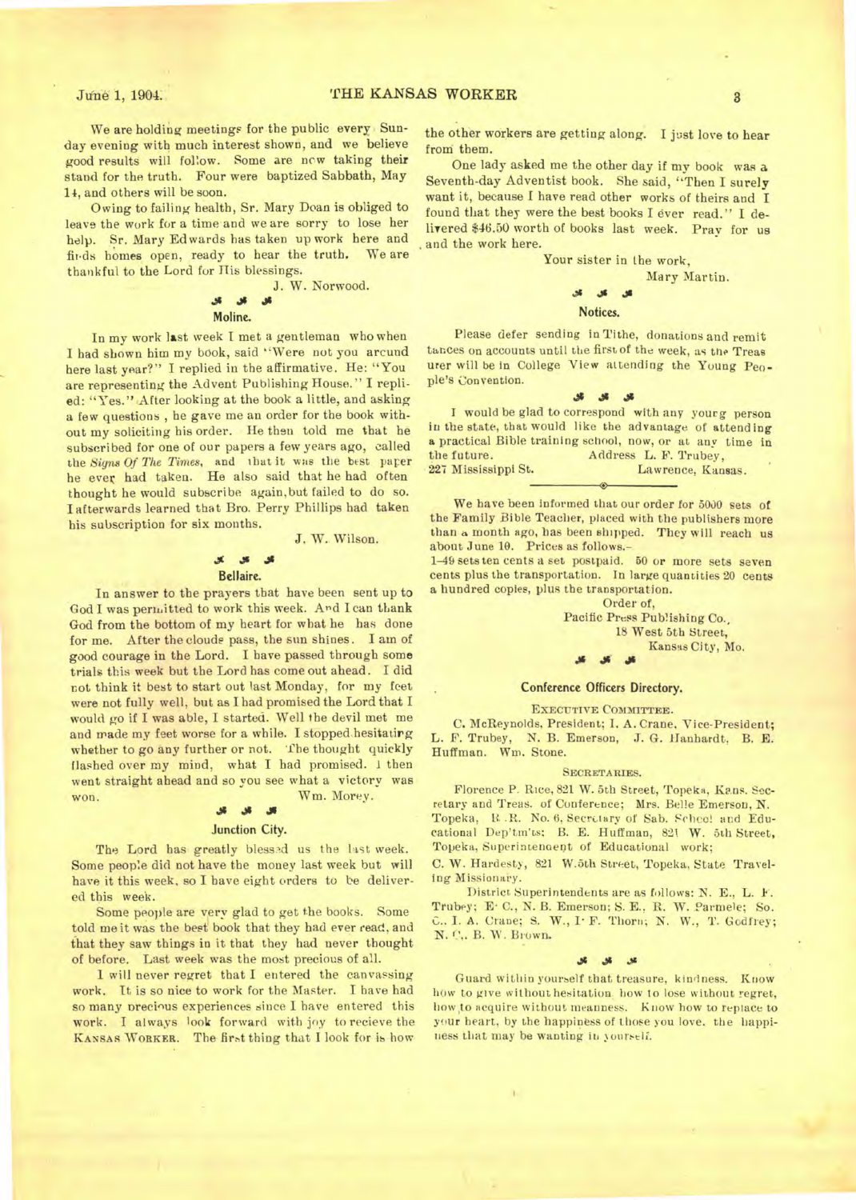We are holding meetings for the public every Sunday evening with much interest shown, and we believe good results will follow. Some are now taking their stand for the truth. Four were baptized Sabbath, May 14, and others will be soon.

Owing to failing health, Sr. Mary Doan is obliged to leave the work for a time and we are sorry to lose her help. Sr. Mary Edwards has taken up work here and finds homes open, ready to hear the truth. We are thankful to the Lord for His blessings.

J. W. Norwood.

### Moline.

In my work last week I met a gentleman who when I had shown him my book, said "Were not you around here last year?" I replied in the affirmative. He: "You are representing the Advent Publishing House." I replied: "Yes." After looking at the book a little, and asking a few questions, he gave me an order for the book without my soliciting his order. He then told me that he subscribed for one of our papers a few years ago, called the *Signs Of The Times*, and that it was the best paper he ever had taken. He also said that he had often thought he would subscribe again, but failed to do so. I afterwards learned that Bro. Perry Phillips had taken his subscription for six months.

J. W. Wilson.

### Bellaire.

In answer to the prayers that have been sent up to God I was permitted to work this week. And I can thank God from the bottom of my heart for what he has done for me. After the clouds pass, the sun shines. I am of good courage in the Lord. I have passed through some trials this week but the Lord has come out ahead. I did not think it best to start out last Monday, for my feet were not fully well, but as I had promised the Lord that I would go if I was able, I started. Well the devil met me and made my feet worse for a while. I stopped hesitating whether to go any further or not. The thought quickly flashed over my mind, what I had promised. I then went straight ahead and so you see what a victory was won.

Wm. Morey.

### Junction City.

The Lord has greatly blessed us the last week. Some people did not have the money last week but will have it this week, so I have eight orders to be delivered this week.

Some people are very glad to get the books. Some told me it was the best book that they had ever read, and that they saw things in it that they had never thought of before. Last week was the most precious of all.

I will never regret that I entered the canvassing work. It is so nice to work for the Master. I have had so many precious experiences since I have entered this work. I always look forward with joy to recieve the KANSAS WORKER. The first thing that I look for is how the other workers are getting along. I just love to hear from them.

One lady asked me the other day if my book was a Seventh-day Adventist book. She said, "Then I surely want it, because I have read other works of theirs and I found that they were the best books I ever read." I delivered $46.50 worth of books last week. Pray for us and the work here.

Your sister in the work,

Mary Martin.

### Notices.

Please defer sending in Tithe, donations and remittances on accounts until the first of the week, as the Treasurer will be in College View attending the Young People's Convention.

I would be glad to correspond with any young person in the state, that would like the advantage of attending a practical Bible training school, now, or at any time in the future. Address L. F. Trubey,
227 Mississippi St. Lawrence, Kansas.

---

We have been informed that our order for 5000 sets of the Family Bible Teacher, placed with the publishers more than a month ago, has been shipped. They will reach us about June 10. Prices as follows.—

1–49 sets ten cents a set postpaid. 50 or more sets seven cents plus the transportation. In large quantities 20 cents a hundred copies, plus the transportation.

Order of,
Pacific Press Publishing Co.,
18 West 5th Street,
Kansas City, Mo.

### Conference Officers Directory.

EXECUTIVE COMMITTEE.

C. McReynolds, President; I. A. Crane, Vice-President; L. F. Trubey, N. B. Emerson, J. G. Hanhardt, B. E. Huffman. Wm. Stone.

SECRETARIES.

Florence P. Rice, 821 W. 5th Street, Topeka, Kans. Secretary and Treas. of Conference; Mrs. Belle Emerson, N. Topeka, R. R. No. 6, Secretary of Sab. School and Educational Dep'tm'ts; B. E. Huffman, 821 W. 5th Street, Topeka, Superintendent of Educational work;
C. W. Hardesty, 821 W. 5th Street, Topeka, State Traveling Missionary.

District Superintendents are as follows: N. E., L. F. Trubey; E. C., N. B. Emerson; S. E., R. W. Parmele; So. C., I. A. Crane; S. W., I. F. Thorn; N. W., T. Godfrey; N. C., B. W. Brown.

Guard within yourself that treasure, kindness. Know how to give without hesitation how to lose without regret, how to acquire without meanness. Know how to replace to your heart, by the happiness of those you love, the happiness that may be wanting in yourself.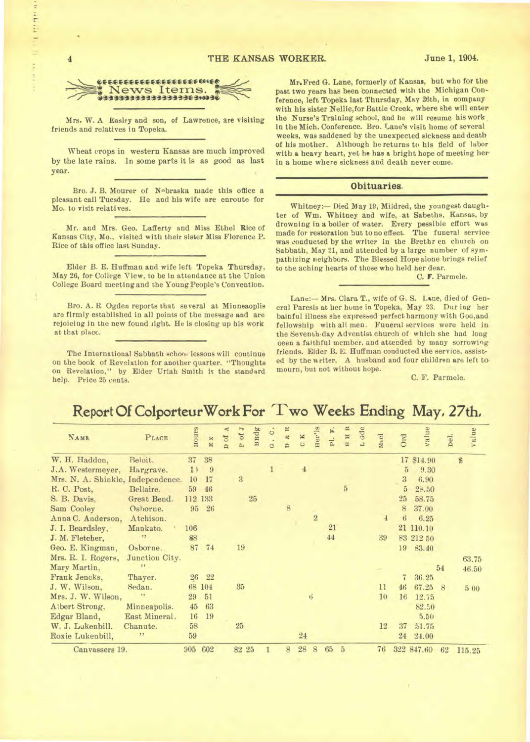## News Items.

Mrs. W. A Easley and son, of Lawrence, are visiting friends and relatives in Topeka.

Wheat crops in western Kansas are much improved by the late rains. In some parts it is as good as last year.

Bro. J. B. Mourer of Nebraska made this office a pleasant call Tuesday. He and his wife are enroute for Mo. to visit relatives.

Mr. and Mrs. Geo. Lafferty and Miss Ethel Rice of Kansas City, Mo., visited with their sister Miss Florence P. Rice of this office last Sunday.

Elder B. E. Huffman and wife left Topeka Thursday, May 26, for College View, to be in attendance at the Union College Board meeting and the Young People's Convention.

Bro. A. R Ogden reports that several at Minneaoplis are firmly established in all points of the message and are rejoicing in the new found light. He is closing up his work at that place.

The International Sabbath school lessons will continue on the book of Revelation for another quarter. "Thoughts on Revelation," by Elder Uriah Smith is the standard help. Price 25 cents.

Mr. Fred G. Lane, formerly of Kansas, but who for the past two years has been connected with the Michigan Conference, left Topeka last Thursday, May 26th, in company with his sister Nellie, for Battle Creek, where she will enter the Nurse's Training school, and he will resume his work in the Mich. Conference. Bro. Lane's visit home of several weeks, was saddened by the unexpected sickness and death of his mother. Although he returns to his field of labor with a heavy heart, yet he has a bright hope of meeting her in a home where sickness and death never come.

## Obituaries.

Whitney:— Died May 19, Mildred, the youngest daughter of Wm. Whitney and wife, at Sabetha, Kansas, by drowning in a boiler of water. Every possible effort was made for restoration but to no effect. The funeral service was conducted by the writer in the Brethren church on Sabbath, May 21, and attended by a large number of sympathizing neighbors. The Blessed Hope alone brings relief to the aching hearts of those who held her dear.

C. F. Parmele.

Lane:— Mrs. Clara T., wife of G. S. Lane, died of General Paresis at her home in Topeka, May 23. During her bainful illness she expressed perfect harmony with God, and fellowship with all men. Funeral services were held in the Seventh-day Adventist church of which she had long been a faithful member, and attended by many sorrowing friends. Elder B. E. Huffman conducted the service, assisted by the writer. A husband and four children are left to mourn, but not without hope.

C. F. Parmele.

## Report Of Colporteur Work For Two Weeks Ending May, 27th,

| NAME | PLACE | Hours | Ex | D of A | P of J | BRdg | G. C. | D & R | C K | Her'ls | Pl. F. | H H B | L Gde | Mscl | Ord | Value | Del. | Value |
|---|---|---|---|---|---|---|---|---|---|---|---|---|---|---|---|---|---|---|
| W. H. Haddon, | Beloit. | 37 | 38 | | | | | | | | | | | | 17 | $14.90 | | $ |
| J.A. Westermeyer, | Hargrave. | 11 | 9 | | | | 1 | | 4 | | | | | | 5 | 9.30 | | |
| Mrs. N. A. Shinkle, | Independence. | 10 | 17 | | 3 | | | | | | | | | | 3 | 6.90 | | |
| R. C. Post, | Bellaire. | 59 | 46 | | | | | | | | | 5 | | | 5 | 28.50 | | |
| S. B. Davis, | Great Bend. | 112 | 133 | | | 25 | | | | | | | | | 25 | 58.75 | | |
| Sam Cooley | Osborne. | 95 | 26 | | | | | 8 | | | | | | | 8 | 37.00 | | |
| Anna C. Anderson, | Atchison. | | | | | | | | | 2 | | | | 4 | 6 | 6.25 | | |
| J. I. Beardsley, | Mankato. | 106 | | | | | | | | | 21 | | | | 21 | 110.10 | | |
| J. M. Fletcher, | " | 88 | | | | | | | | | 44 | | | 39 | 83 | 212 50 | | |
| Geo. E. Kingman, | Osborne. | 87 | 74 | | 19 | | | | | | | | | | 19 | 83.40 | | |
| Mrs. R. I. Rogers, | Junction City. | | | | | | | | | | | | | | | | | 63.75 |
| Mary Martin, | " | | | | | | | | | | | | | | | | 54 | 46.50 |
| Frank Jencks, | Thayer. | 26 | 22 | | | | | | | | | | | | 7 | 36.25 | | |
| J. W. Wilson, | Sedan. | 68 | 104 | | 35 | | | | | | | | | 11 | 46 | 67.25 | 8 | 5 00 |
| Mrs. J. W. Wilson, | " | 29 | 51 | | | | | | | 6 | | | | 10 | 16 | 12.75 | | |
| Albert Strong, | Minneapolis. | 45 | 63 | | | | | | | | | | | | | 82.50 | | |
| Edgar Bland, | East Mineral. | 16 | 19 | | | | | | | | | | | | | 5.50 | | |
| W. J. Lukenbill. | Chanute. | 58 | | | 25 | | | | | | | | | 12 | 37 | 51.75 | | |
| Roxie Lukenbill, | " | 59 | | | | | | | 24 | | | | | | 24 | 24.00 | | |
| Canvassers 19. | | 905 | 602 | | 82 | 25 | 1 | 8 | 28 | 8 | 65 | 5 | | 76 | 322 | 847.60 | 62 | 115.25 |